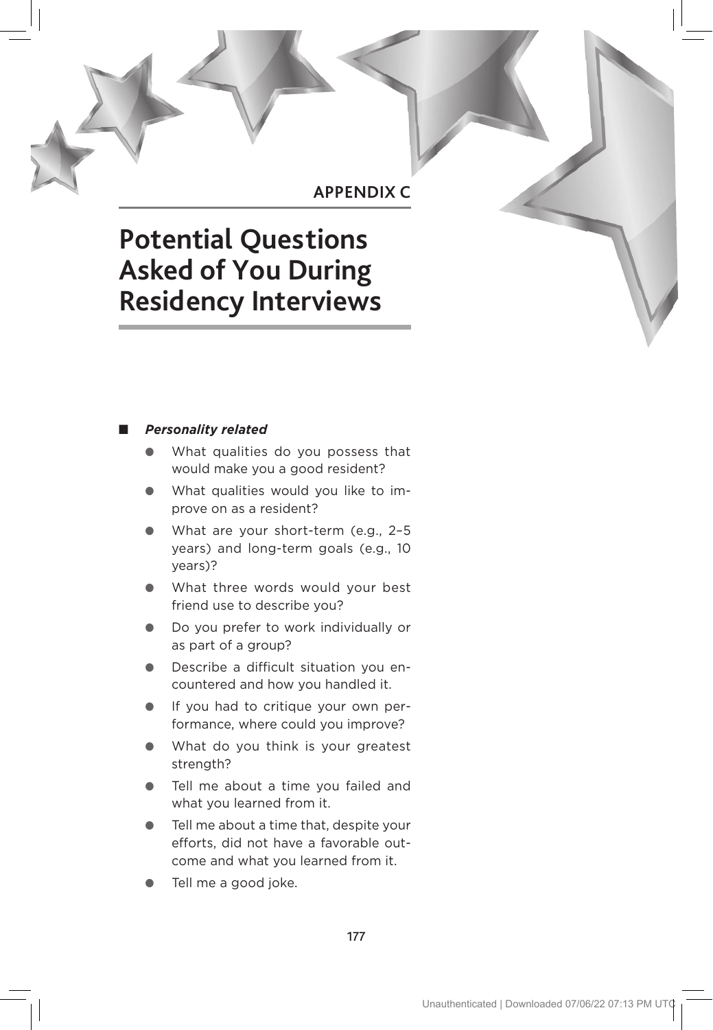# APPENDIX C

# Potential Questions Asked of You During Residency Interviews

- ***Personality related***
  - What qualities do you possess that would make you a good resident?
  - What qualities would you like to improve on as a resident?
  - What are your short-term (e.g., 2–5 years) and long-term goals (e.g., 10 years)?
  - What three words would your best friend use to describe you?
  - Do you prefer to work individually or as part of a group?
  - Describe a difficult situation you encountered and how you handled it.
  - If you had to critique your own performance, where could you improve?
  - What do you think is your greatest strength?
  - Tell me about a time you failed and what you learned from it.
  - Tell me about a time that, despite your efforts, did not have a favorable outcome and what you learned from it.
  - Tell me a good joke.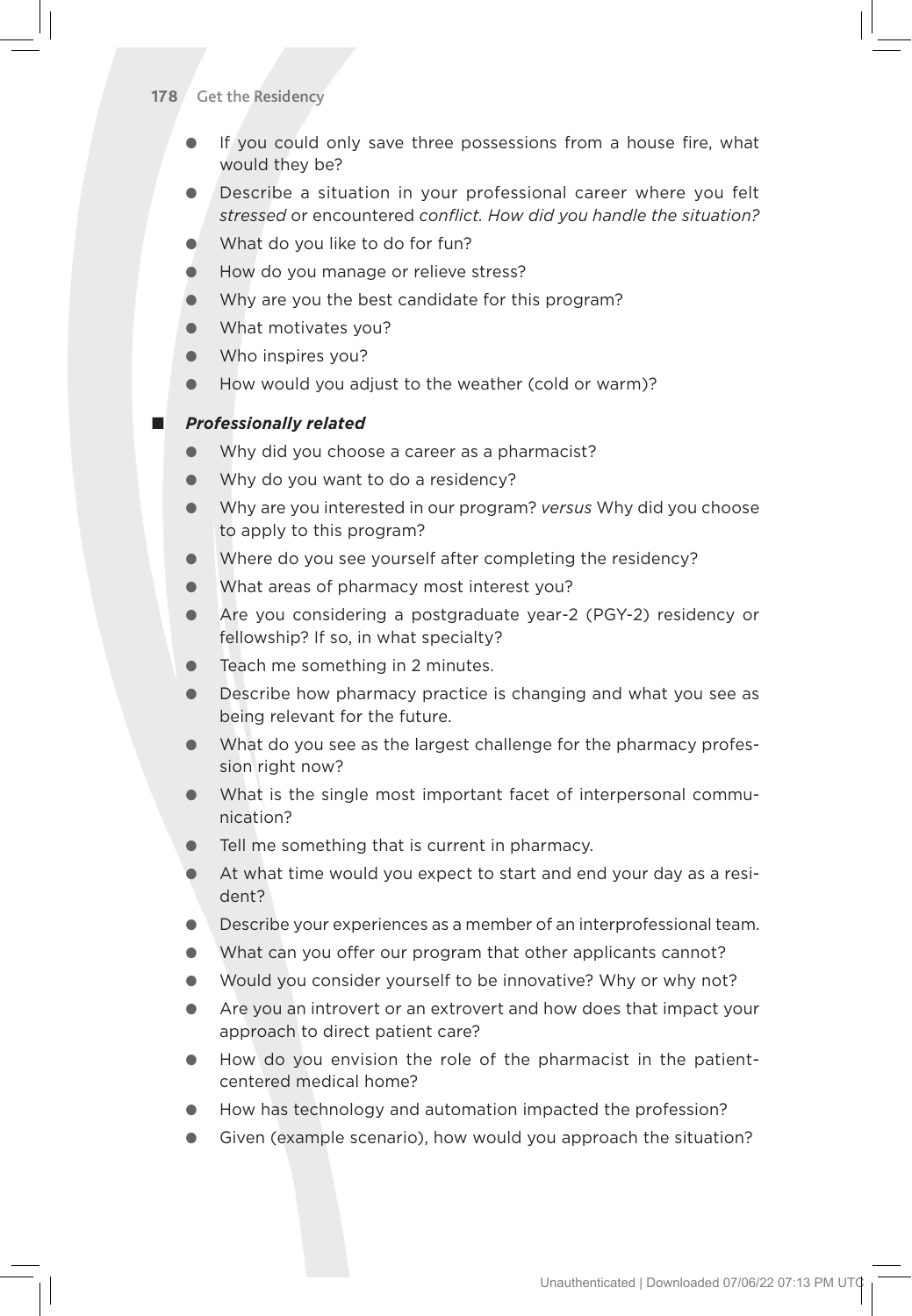- If you could only save three possessions from a house fire, what would they be?
- Describe a situation in your professional career where you felt *stressed* or encountered *conflict. How did you handle the situation?*
- What do you like to do for fun?
- How do you manage or relieve stress?
- Why are you the best candidate for this program?
- What motivates you?
- Who inspires you?
- How would you adjust to the weather (cold or warm)?

- ***Professionally related***
  - Why did you choose a career as a pharmacist?
  - Why do you want to do a residency?
  - Why are you interested in our program? *versus* Why did you choose to apply to this program?
  - Where do you see yourself after completing the residency?
  - What areas of pharmacy most interest you?
  - Are you considering a postgraduate year-2 (PGY-2) residency or fellowship? If so, in what specialty?
  - Teach me something in 2 minutes.
  - Describe how pharmacy practice is changing and what you see as being relevant for the future.
  - What do you see as the largest challenge for the pharmacy profession right now?
  - What is the single most important facet of interpersonal communication?
  - Tell me something that is current in pharmacy.
  - At what time would you expect to start and end your day as a resident?
  - Describe your experiences as a member of an interprofessional team.
  - What can you offer our program that other applicants cannot?
  - Would you consider yourself to be innovative? Why or why not?
  - Are you an introvert or an extrovert and how does that impact your approach to direct patient care?
  - How do you envision the role of the pharmacist in the patient-centered medical home?
  - How has technology and automation impacted the profession?
  - Given (example scenario), how would you approach the situation?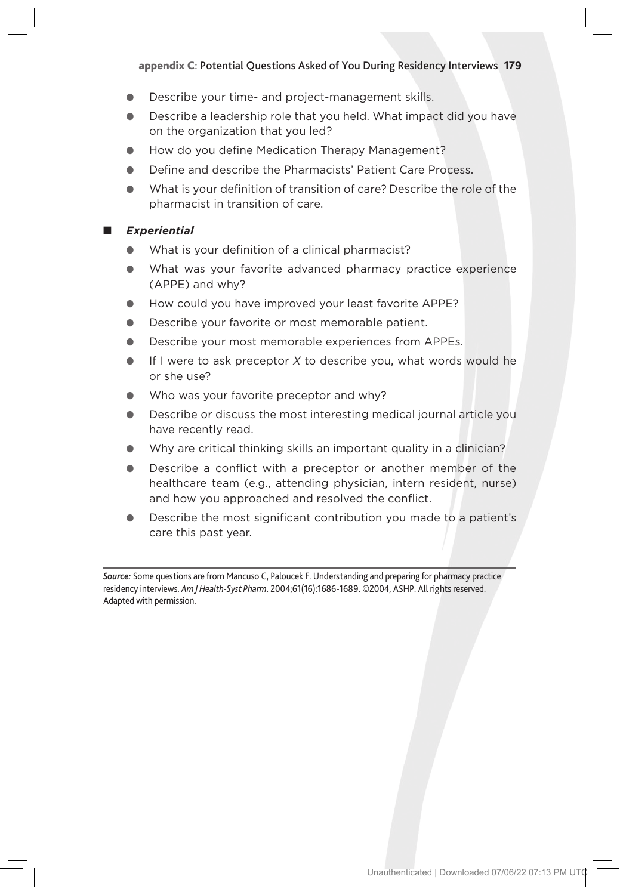- Describe your time- and project-management skills.
- Describe a leadership role that you held. What impact did you have on the organization that you led?
- How do you define Medication Therapy Management?
- Define and describe the Pharmacists' Patient Care Process.
- What is your definition of transition of care? Describe the role of the pharmacist in transition of care.

## *Experiential*

- What is your definition of a clinical pharmacist?
- What was your favorite advanced pharmacy practice experience (APPE) and why?
- How could you have improved your least favorite APPE?
- Describe your favorite or most memorable patient.
- Describe your most memorable experiences from APPEs.
- If I were to ask preceptor *X* to describe you, what words would he or she use?
- Who was your favorite preceptor and why?
- Describe or discuss the most interesting medical journal article you have recently read.
- Why are critical thinking skills an important quality in a clinician?
- Describe a conflict with a preceptor or another member of the healthcare team (e.g., attending physician, intern resident, nurse) and how you approached and resolved the conflict.
- Describe the most significant contribution you made to a patient's care this past year.

***Source:*** Some questions are from Mancuso C, Paloucek F. Understanding and preparing for pharmacy practice residency interviews. *Am J Health-Syst Pharm*. 2004;61(16):1686-1689. ©2004, ASHP. All rights reserved. Adapted with permission.